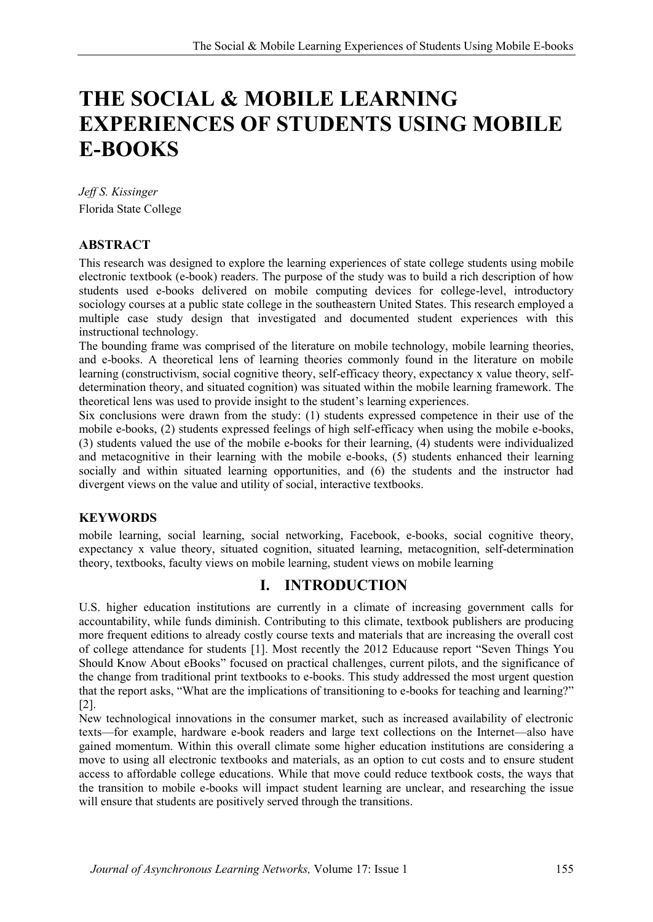# THE SOCIAL & MOBILE LEARNING EXPERIENCES OF STUDENTS USING MOBILE E-BOOKS

*Jeff S. Kissinger*
Florida State College

## ABSTRACT

This research was designed to explore the learning experiences of state college students using mobile electronic textbook (e-book) readers. The purpose of the study was to build a rich description of how students used e-books delivered on mobile computing devices for college-level, introductory sociology courses at a public state college in the southeastern United States. This research employed a multiple case study design that investigated and documented student experiences with this instructional technology.

The bounding frame was comprised of the literature on mobile technology, mobile learning theories, and e-books. A theoretical lens of learning theories commonly found in the literature on mobile learning (constructivism, social cognitive theory, self-efficacy theory, expectancy x value theory, self-determination theory, and situated cognition) was situated within the mobile learning framework. The theoretical lens was used to provide insight to the student's learning experiences.

Six conclusions were drawn from the study: (1) students expressed competence in their use of the mobile e-books, (2) students expressed feelings of high self-efficacy when using the mobile e-books, (3) students valued the use of the mobile e-books for their learning, (4) students were individualized and metacognitive in their learning with the mobile e-books, (5) students enhanced their learning socially and within situated learning opportunities, and (6) the students and the instructor had divergent views on the value and utility of social, interactive textbooks.

## KEYWORDS

mobile learning, social learning, social networking, Facebook, e-books, social cognitive theory, expectancy x value theory, situated cognition, situated learning, metacognition, self-determination theory, textbooks, faculty views on mobile learning, student views on mobile learning

## I. INTRODUCTION

U.S. higher education institutions are currently in a climate of increasing government calls for accountability, while funds diminish. Contributing to this climate, textbook publishers are producing more frequent editions to already costly course texts and materials that are increasing the overall cost of college attendance for students [1]. Most recently the 2012 Educause report "Seven Things You Should Know About eBooks" focused on practical challenges, current pilots, and the significance of the change from traditional print textbooks to e-books. This study addressed the most urgent question that the report asks, "What are the implications of transitioning to e-books for teaching and learning?" [2].

New technological innovations in the consumer market, such as increased availability of electronic texts—for example, hardware e-book readers and large text collections on the Internet—also have gained momentum. Within this overall climate some higher education institutions are considering a move to using all electronic textbooks and materials, as an option to cut costs and to ensure student access to affordable college educations. While that move could reduce textbook costs, the ways that the transition to mobile e-books will impact student learning are unclear, and researching the issue will ensure that students are positively served through the transitions.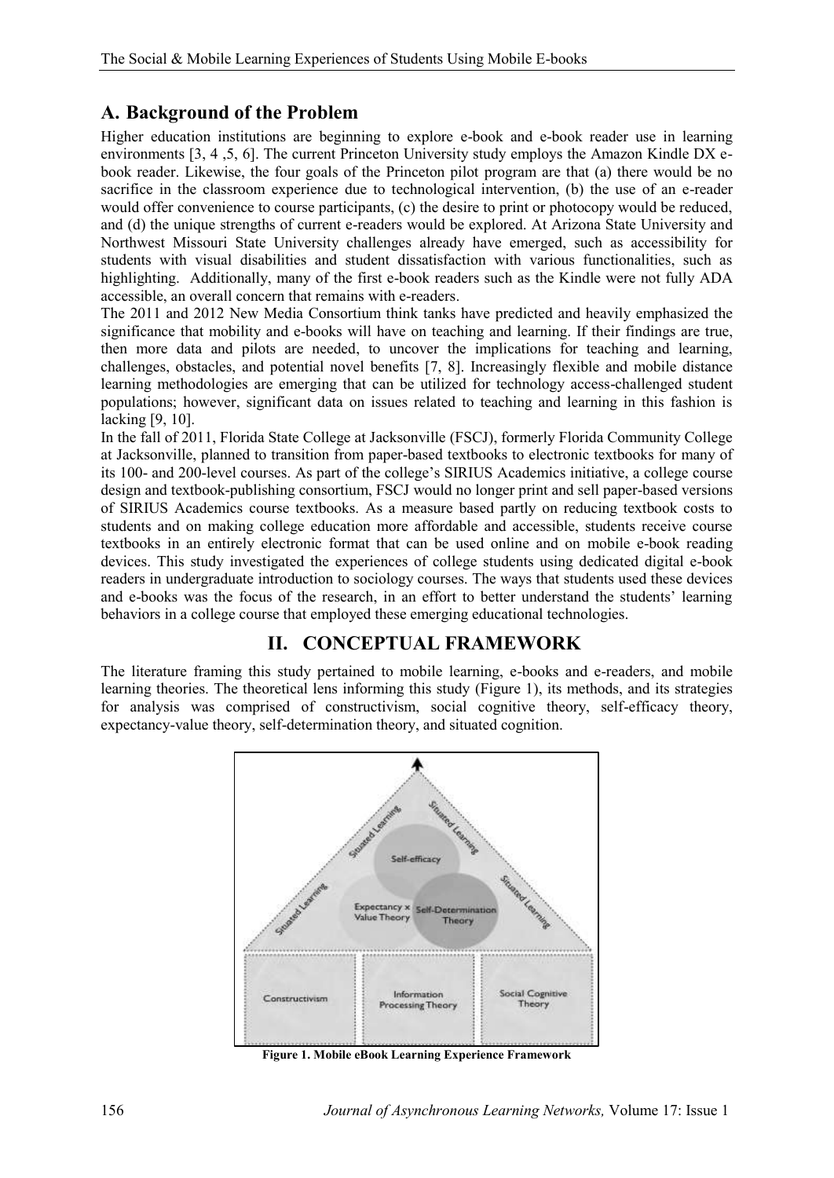## A. Background of the Problem

Higher education institutions are beginning to explore e-book and e-book reader use in learning environments [3, 4 ,5, 6]. The current Princeton University study employs the Amazon Kindle DX e-book reader. Likewise, the four goals of the Princeton pilot program are that (a) there would be no sacrifice in the classroom experience due to technological intervention, (b) the use of an e-reader would offer convenience to course participants, (c) the desire to print or photocopy would be reduced, and (d) the unique strengths of current e-readers would be explored. At Arizona State University and Northwest Missouri State University challenges already have emerged, such as accessibility for students with visual disabilities and student dissatisfaction with various functionalities, such as highlighting. Additionally, many of the first e-book readers such as the Kindle were not fully ADA accessible, an overall concern that remains with e-readers.

The 2011 and 2012 New Media Consortium think tanks have predicted and heavily emphasized the significance that mobility and e-books will have on teaching and learning. If their findings are true, then more data and pilots are needed, to uncover the implications for teaching and learning, challenges, obstacles, and potential novel benefits [7, 8]. Increasingly flexible and mobile distance learning methodologies are emerging that can be utilized for technology access-challenged student populations; however, significant data on issues related to teaching and learning in this fashion is lacking [9, 10].

In the fall of 2011, Florida State College at Jacksonville (FSCJ), formerly Florida Community College at Jacksonville, planned to transition from paper-based textbooks to electronic textbooks for many of its 100- and 200-level courses. As part of the college's SIRIUS Academics initiative, a college course design and textbook-publishing consortium, FSCJ would no longer print and sell paper-based versions of SIRIUS Academics course textbooks. As a measure based partly on reducing textbook costs to students and on making college education more affordable and accessible, students receive course textbooks in an entirely electronic format that can be used online and on mobile e-book reading devices. This study investigated the experiences of college students using dedicated digital e-book readers in undergraduate introduction to sociology courses. The ways that students used these devices and e-books was the focus of the research, in an effort to better understand the students' learning behaviors in a college course that employed these emerging educational technologies.

# II. CONCEPTUAL FRAMEWORK

The literature framing this study pertained to mobile learning, e-books and e-readers, and mobile learning theories. The theoretical lens informing this study (Figure 1), its methods, and its strategies for analysis was comprised of constructivism, social cognitive theory, self-efficacy theory, expectancy-value theory, self-determination theory, and situated cognition.

**Figure 1. Mobile eBook Learning Experience Framework**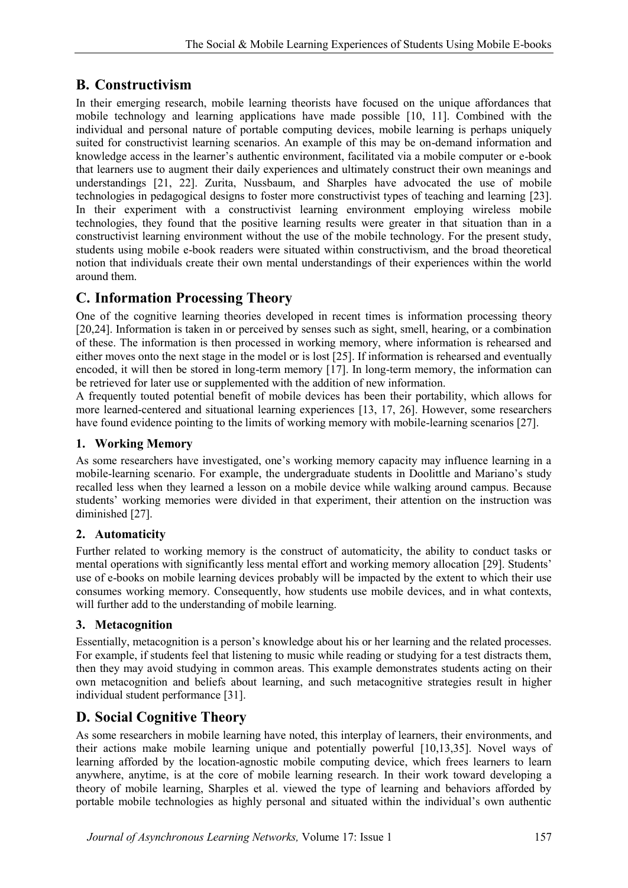## B. Constructivism

In their emerging research, mobile learning theorists have focused on the unique affordances that mobile technology and learning applications have made possible [10, 11]. Combined with the individual and personal nature of portable computing devices, mobile learning is perhaps uniquely suited for constructivist learning scenarios. An example of this may be on-demand information and knowledge access in the learner's authentic environment, facilitated via a mobile computer or e-book that learners use to augment their daily experiences and ultimately construct their own meanings and understandings [21, 22]. Zurita, Nussbaum, and Sharples have advocated the use of mobile technologies in pedagogical designs to foster more constructivist types of teaching and learning [23]. In their experiment with a constructivist learning environment employing wireless mobile technologies, they found that the positive learning results were greater in that situation than in a constructivist learning environment without the use of the mobile technology. For the present study, students using mobile e-book readers were situated within constructivism, and the broad theoretical notion that individuals create their own mental understandings of their experiences within the world around them.

## C. Information Processing Theory

One of the cognitive learning theories developed in recent times is information processing theory [20,24]. Information is taken in or perceived by senses such as sight, smell, hearing, or a combination of these. The information is then processed in working memory, where information is rehearsed and either moves onto the next stage in the model or is lost [25]. If information is rehearsed and eventually encoded, it will then be stored in long-term memory [17]. In long-term memory, the information can be retrieved for later use or supplemented with the addition of new information.

A frequently touted potential benefit of mobile devices has been their portability, which allows for more learned-centered and situational learning experiences [13, 17, 26]. However, some researchers have found evidence pointing to the limits of working memory with mobile-learning scenarios [27].

### 1. Working Memory

As some researchers have investigated, one's working memory capacity may influence learning in a mobile-learning scenario. For example, the undergraduate students in Doolittle and Mariano's study recalled less when they learned a lesson on a mobile device while walking around campus. Because students' working memories were divided in that experiment, their attention on the instruction was diminished [27].

### 2. Automaticity

Further related to working memory is the construct of automaticity, the ability to conduct tasks or mental operations with significantly less mental effort and working memory allocation [29]. Students' use of e-books on mobile learning devices probably will be impacted by the extent to which their use consumes working memory. Consequently, how students use mobile devices, and in what contexts, will further add to the understanding of mobile learning.

### 3. Metacognition

Essentially, metacognition is a person's knowledge about his or her learning and the related processes. For example, if students feel that listening to music while reading or studying for a test distracts them, then they may avoid studying in common areas. This example demonstrates students acting on their own metacognition and beliefs about learning, and such metacognitive strategies result in higher individual student performance [31].

## D. Social Cognitive Theory

As some researchers in mobile learning have noted, this interplay of learners, their environments, and their actions make mobile learning unique and potentially powerful [10,13,35]. Novel ways of learning afforded by the location-agnostic mobile computing device, which frees learners to learn anywhere, anytime, is at the core of mobile learning research. In their work toward developing a theory of mobile learning, Sharples et al. viewed the type of learning and behaviors afforded by portable mobile technologies as highly personal and situated within the individual's own authentic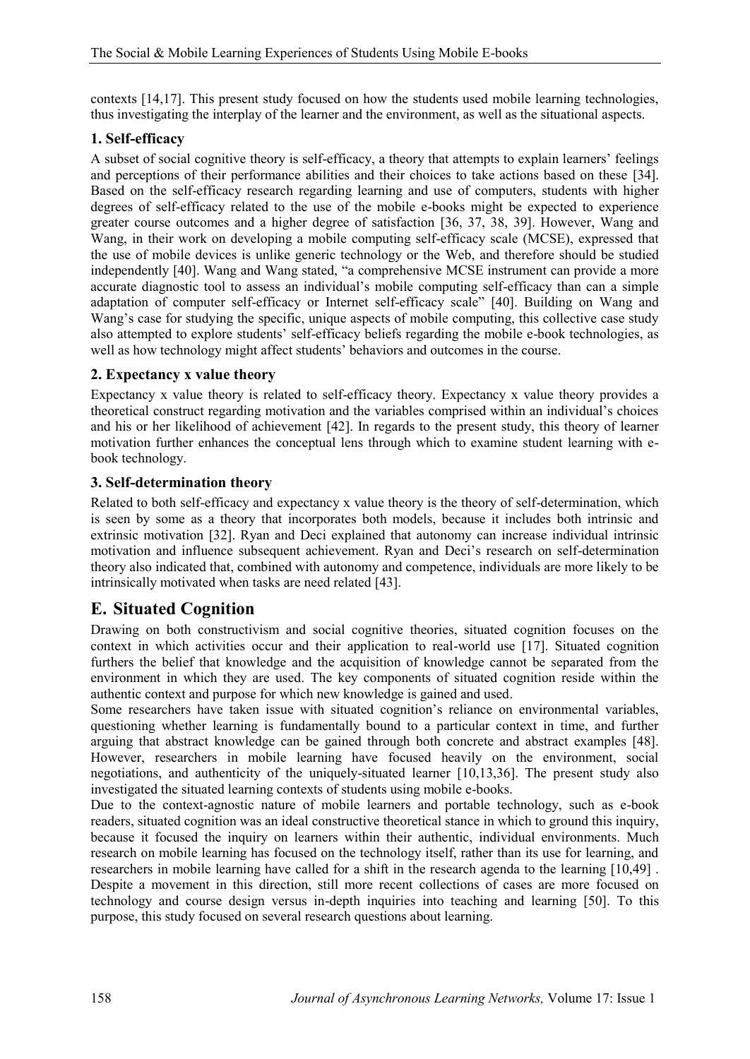contexts [14,17]. This present study focused on how the students used mobile learning technologies, thus investigating the interplay of the learner and the environment, as well as the situational aspects.

### 1. Self-efficacy

A subset of social cognitive theory is self-efficacy, a theory that attempts to explain learners' feelings and perceptions of their performance abilities and their choices to take actions based on these [34]. Based on the self-efficacy research regarding learning and use of computers, students with higher degrees of self-efficacy related to the use of the mobile e-books might be expected to experience greater course outcomes and a higher degree of satisfaction [36, 37, 38, 39]. However, Wang and Wang, in their work on developing a mobile computing self-efficacy scale (MCSE), expressed that the use of mobile devices is unlike generic technology or the Web, and therefore should be studied independently [40]. Wang and Wang stated, "a comprehensive MCSE instrument can provide a more accurate diagnostic tool to assess an individual's mobile computing self-efficacy than can a simple adaptation of computer self-efficacy or Internet self-efficacy scale" [40]. Building on Wang and Wang's case for studying the specific, unique aspects of mobile computing, this collective case study also attempted to explore students' self-efficacy beliefs regarding the mobile e-book technologies, as well as how technology might affect students' behaviors and outcomes in the course.

### 2. Expectancy x value theory

Expectancy x value theory is related to self-efficacy theory. Expectancy x value theory provides a theoretical construct regarding motivation and the variables comprised within an individual's choices and his or her likelihood of achievement [42]. In regards to the present study, this theory of learner motivation further enhances the conceptual lens through which to examine student learning with e-book technology.

### 3. Self-determination theory

Related to both self-efficacy and expectancy x value theory is the theory of self-determination, which is seen by some as a theory that incorporates both models, because it includes both intrinsic and extrinsic motivation [32]. Ryan and Deci explained that autonomy can increase individual intrinsic motivation and influence subsequent achievement. Ryan and Deci's research on self-determination theory also indicated that, combined with autonomy and competence, individuals are more likely to be intrinsically motivated when tasks are need related [43].

## E. Situated Cognition

Drawing on both constructivism and social cognitive theories, situated cognition focuses on the context in which activities occur and their application to real-world use [17]. Situated cognition furthers the belief that knowledge and the acquisition of knowledge cannot be separated from the environment in which they are used. The key components of situated cognition reside within the authentic context and purpose for which new knowledge is gained and used.

Some researchers have taken issue with situated cognition's reliance on environmental variables, questioning whether learning is fundamentally bound to a particular context in time, and further arguing that abstract knowledge can be gained through both concrete and abstract examples [48]. However, researchers in mobile learning have focused heavily on the environment, social negotiations, and authenticity of the uniquely-situated learner [10,13,36]. The present study also investigated the situated learning contexts of students using mobile e-books.

Due to the context-agnostic nature of mobile learners and portable technology, such as e-book readers, situated cognition was an ideal constructive theoretical stance in which to ground this inquiry, because it focused the inquiry on learners within their authentic, individual environments. Much research on mobile learning has focused on the technology itself, rather than its use for learning, and researchers in mobile learning have called for a shift in the research agenda to the learning [10,49] . Despite a movement in this direction, still more recent collections of cases are more focused on technology and course design versus in-depth inquiries into teaching and learning [50]. To this purpose, this study focused on several research questions about learning.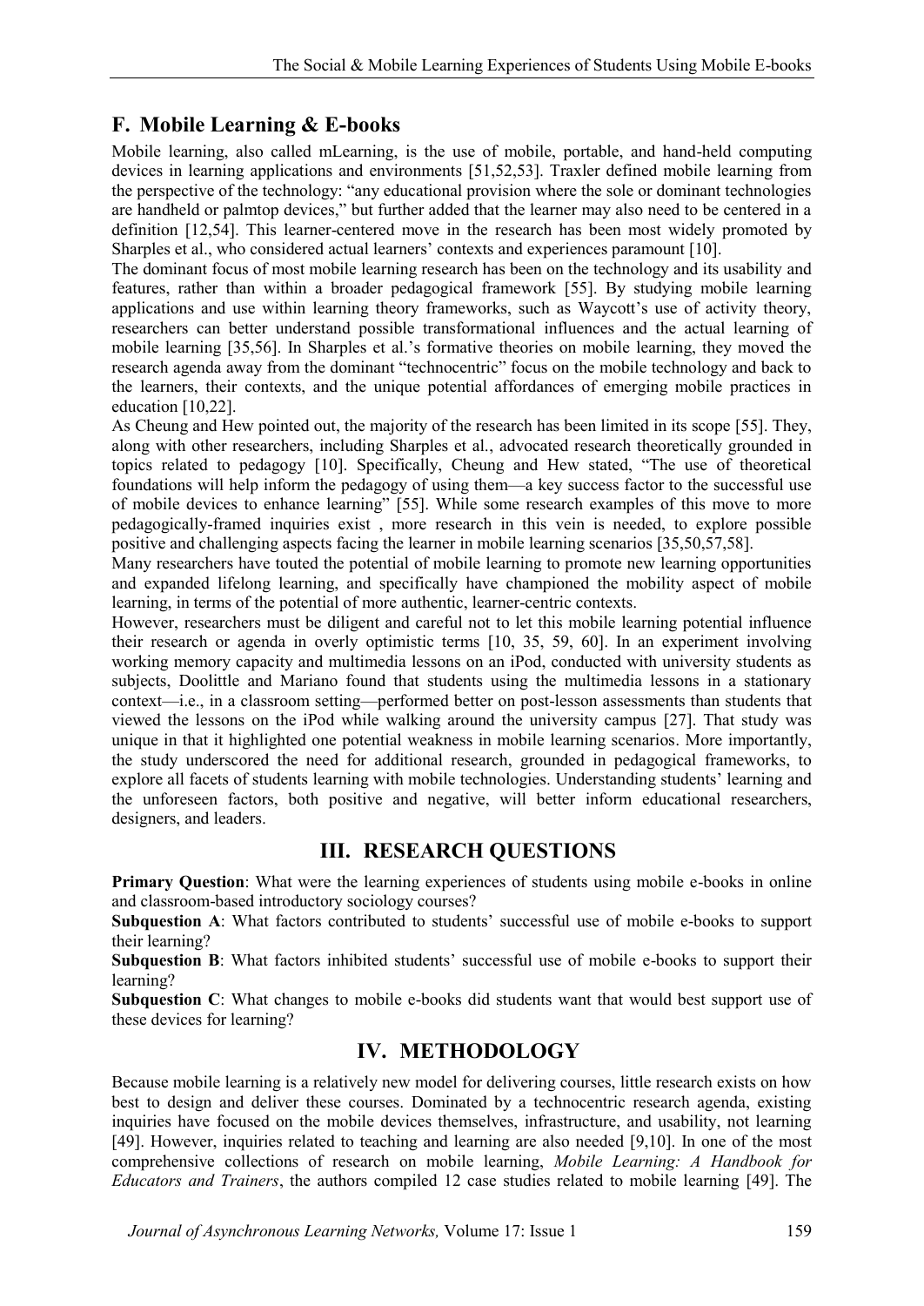## F. Mobile Learning & E-books

Mobile learning, also called mLearning, is the use of mobile, portable, and hand-held computing devices in learning applications and environments [51,52,53]. Traxler defined mobile learning from the perspective of the technology: "any educational provision where the sole or dominant technologies are handheld or palmtop devices," but further added that the learner may also need to be centered in a definition [12,54]. This learner-centered move in the research has been most widely promoted by Sharples et al., who considered actual learners' contexts and experiences paramount [10].

The dominant focus of most mobile learning research has been on the technology and its usability and features, rather than within a broader pedagogical framework [55]. By studying mobile learning applications and use within learning theory frameworks, such as Waycott's use of activity theory, researchers can better understand possible transformational influences and the actual learning of mobile learning [35,56]. In Sharples et al.'s formative theories on mobile learning, they moved the research agenda away from the dominant "technocentric" focus on the mobile technology and back to the learners, their contexts, and the unique potential affordances of emerging mobile practices in education [10,22].

As Cheung and Hew pointed out, the majority of the research has been limited in its scope [55]. They, along with other researchers, including Sharples et al., advocated research theoretically grounded in topics related to pedagogy [10]. Specifically, Cheung and Hew stated, "The use of theoretical foundations will help inform the pedagogy of using them—a key success factor to the successful use of mobile devices to enhance learning" [55]. While some research examples of this move to more pedagogically-framed inquiries exist , more research in this vein is needed, to explore possible positive and challenging aspects facing the learner in mobile learning scenarios [35,50,57,58].

Many researchers have touted the potential of mobile learning to promote new learning opportunities and expanded lifelong learning, and specifically have championed the mobility aspect of mobile learning, in terms of the potential of more authentic, learner-centric contexts.

However, researchers must be diligent and careful not to let this mobile learning potential influence their research or agenda in overly optimistic terms [10, 35, 59, 60]. In an experiment involving working memory capacity and multimedia lessons on an iPod, conducted with university students as subjects, Doolittle and Mariano found that students using the multimedia lessons in a stationary context—i.e., in a classroom setting—performed better on post-lesson assessments than students that viewed the lessons on the iPod while walking around the university campus [27]. That study was unique in that it highlighted one potential weakness in mobile learning scenarios. More importantly, the study underscored the need for additional research, grounded in pedagogical frameworks, to explore all facets of students learning with mobile technologies. Understanding students' learning and the unforeseen factors, both positive and negative, will better inform educational researchers, designers, and leaders.

# III. RESEARCH QUESTIONS

**Primary Question**: What were the learning experiences of students using mobile e-books in online and classroom-based introductory sociology courses?

**Subquestion A**: What factors contributed to students' successful use of mobile e-books to support their learning?

**Subquestion B**: What factors inhibited students' successful use of mobile e-books to support their learning?

**Subquestion C**: What changes to mobile e-books did students want that would best support use of these devices for learning?

# IV. METHODOLOGY

Because mobile learning is a relatively new model for delivering courses, little research exists on how best to design and deliver these courses. Dominated by a technocentric research agenda, existing inquiries have focused on the mobile devices themselves, infrastructure, and usability, not learning [49]. However, inquiries related to teaching and learning are also needed [9,10]. In one of the most comprehensive collections of research on mobile learning, *Mobile Learning: A Handbook for Educators and Trainers*, the authors compiled 12 case studies related to mobile learning [49]. The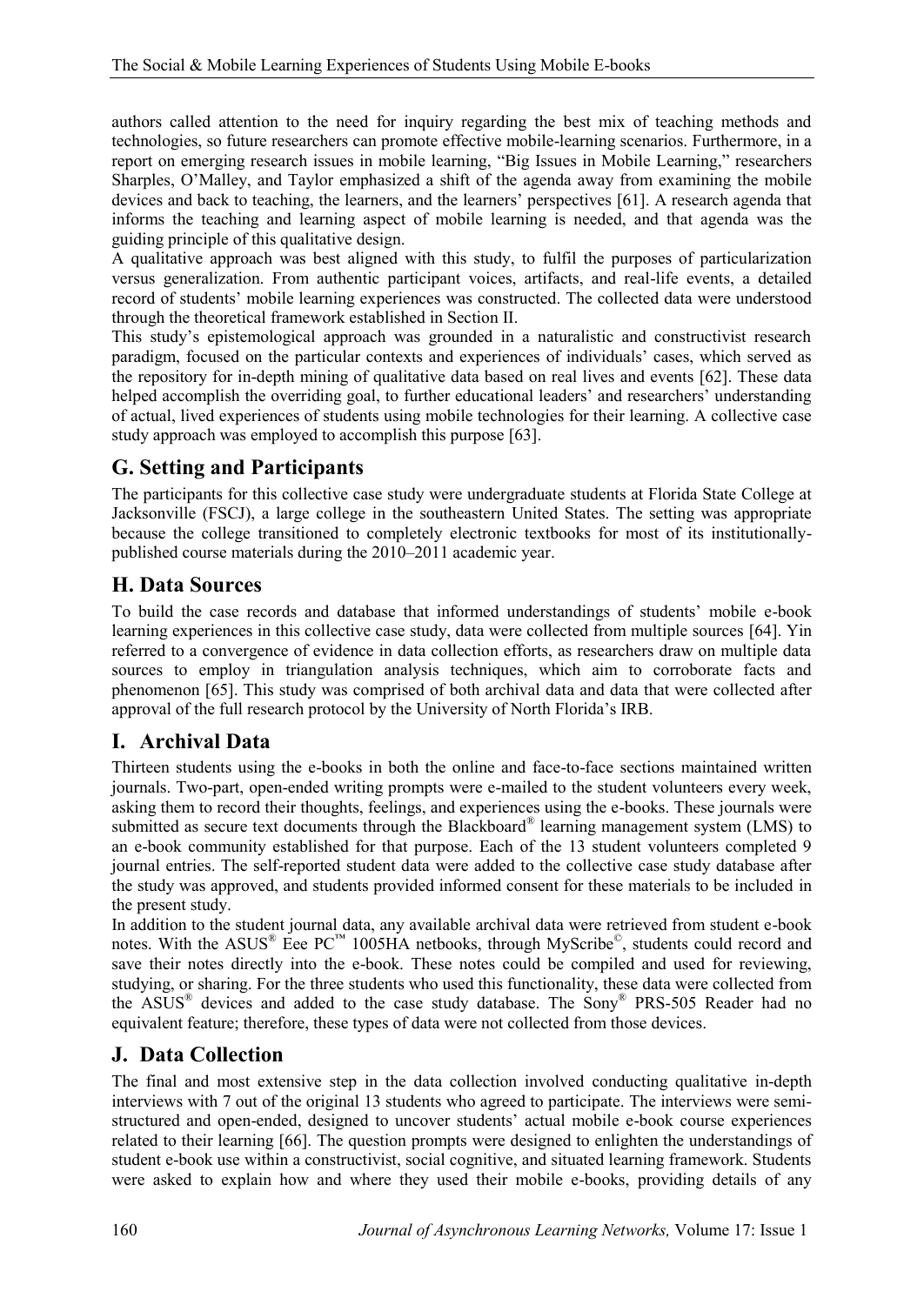authors called attention to the need for inquiry regarding the best mix of teaching methods and technologies, so future researchers can promote effective mobile-learning scenarios. Furthermore, in a report on emerging research issues in mobile learning, "Big Issues in Mobile Learning," researchers Sharples, O'Malley, and Taylor emphasized a shift of the agenda away from examining the mobile devices and back to teaching, the learners, and the learners' perspectives [61]. A research agenda that informs the teaching and learning aspect of mobile learning is needed, and that agenda was the guiding principle of this qualitative design.

A qualitative approach was best aligned with this study, to fulfil the purposes of particularization versus generalization. From authentic participant voices, artifacts, and real-life events, a detailed record of students' mobile learning experiences was constructed. The collected data were understood through the theoretical framework established in Section II.

This study's epistemological approach was grounded in a naturalistic and constructivist research paradigm, focused on the particular contexts and experiences of individuals' cases, which served as the repository for in-depth mining of qualitative data based on real lives and events [62]. These data helped accomplish the overriding goal, to further educational leaders' and researchers' understanding of actual, lived experiences of students using mobile technologies for their learning. A collective case study approach was employed to accomplish this purpose [63].

## G. Setting and Participants

The participants for this collective case study were undergraduate students at Florida State College at Jacksonville (FSCJ), a large college in the southeastern United States. The setting was appropriate because the college transitioned to completely electronic textbooks for most of its institutionally-published course materials during the 2010–2011 academic year.

## H. Data Sources

To build the case records and database that informed understandings of students' mobile e-book learning experiences in this collective case study, data were collected from multiple sources [64]. Yin referred to a convergence of evidence in data collection efforts, as researchers draw on multiple data sources to employ in triangulation analysis techniques, which aim to corroborate facts and phenomenon [65]. This study was comprised of both archival data and data that were collected after approval of the full research protocol by the University of North Florida's IRB.

## I. Archival Data

Thirteen students using the e-books in both the online and face-to-face sections maintained written journals. Two-part, open-ended writing prompts were e-mailed to the student volunteers every week, asking them to record their thoughts, feelings, and experiences using the e-books. These journals were submitted as secure text documents through the Blackboard® learning management system (LMS) to an e-book community established for that purpose. Each of the 13 student volunteers completed 9 journal entries. The self-reported student data were added to the collective case study database after the study was approved, and students provided informed consent for these materials to be included in the present study.

In addition to the student journal data, any available archival data were retrieved from student e-book notes. With the ASUS® Eee PC™ 1005HA netbooks, through MyScribe©, students could record and save their notes directly into the e-book. These notes could be compiled and used for reviewing, studying, or sharing. For the three students who used this functionality, these data were collected from the ASUS® devices and added to the case study database. The Sony® PRS-505 Reader had no equivalent feature; therefore, these types of data were not collected from those devices.

## J. Data Collection

The final and most extensive step in the data collection involved conducting qualitative in-depth interviews with 7 out of the original 13 students who agreed to participate. The interviews were semi-structured and open-ended, designed to uncover students' actual mobile e-book course experiences related to their learning [66]. The question prompts were designed to enlighten the understandings of student e-book use within a constructivist, social cognitive, and situated learning framework. Students were asked to explain how and where they used their mobile e-books, providing details of any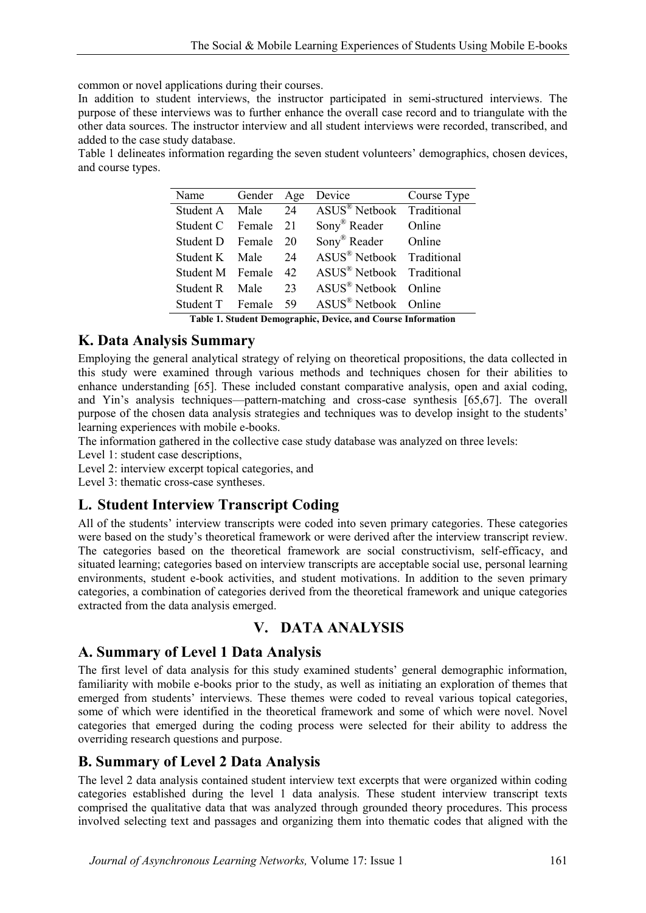common or novel applications during their courses.

In addition to student interviews, the instructor participated in semi-structured interviews. The purpose of these interviews was to further enhance the overall case record and to triangulate with the other data sources. The instructor interview and all student interviews were recorded, transcribed, and added to the case study database.

Table 1 delineates information regarding the seven student volunteers' demographics, chosen devices, and course types.

| Name | Gender | Age | Device | Course Type |
|---|---|---|---|---|
| Student A | Male | 24 | ASUS® Netbook | Traditional |
| Student C | Female | 21 | Sony® Reader | Online |
| Student D | Female | 20 | Sony® Reader | Online |
| Student K | Male | 24 | ASUS® Netbook | Traditional |
| Student M | Female | 42 | ASUS® Netbook | Traditional |
| Student R | Male | 23 | ASUS® Netbook | Online |
| Student T | Female | 59 | ASUS® Netbook | Online |

**Table 1. Student Demographic, Device, and Course Information**

## K. Data Analysis Summary

Employing the general analytical strategy of relying on theoretical propositions, the data collected in this study were examined through various methods and techniques chosen for their abilities to enhance understanding [65]. These included constant comparative analysis, open and axial coding, and Yin's analysis techniques—pattern-matching and cross-case synthesis [65,67]. The overall purpose of the chosen data analysis strategies and techniques was to develop insight to the students' learning experiences with mobile e-books.

The information gathered in the collective case study database was analyzed on three levels:

Level 1: student case descriptions,

Level 2: interview excerpt topical categories, and

Level 3: thematic cross-case syntheses.

## L. Student Interview Transcript Coding

All of the students' interview transcripts were coded into seven primary categories. These categories were based on the study's theoretical framework or were derived after the interview transcript review. The categories based on the theoretical framework are social constructivism, self-efficacy, and situated learning; categories based on interview transcripts are acceptable social use, personal learning environments, student e-book activities, and student motivations. In addition to the seven primary categories, a combination of categories derived from the theoretical framework and unique categories extracted from the data analysis emerged.

# V. DATA ANALYSIS

## A. Summary of Level 1 Data Analysis

The first level of data analysis for this study examined students' general demographic information, familiarity with mobile e-books prior to the study, as well as initiating an exploration of themes that emerged from students' interviews. These themes were coded to reveal various topical categories, some of which were identified in the theoretical framework and some of which were novel. Novel categories that emerged during the coding process were selected for their ability to address the overriding research questions and purpose.

## B. Summary of Level 2 Data Analysis

The level 2 data analysis contained student interview text excerpts that were organized within coding categories established during the level 1 data analysis. These student interview transcript texts comprised the qualitative data that was analyzed through grounded theory procedures. This process involved selecting text and passages and organizing them into thematic codes that aligned with the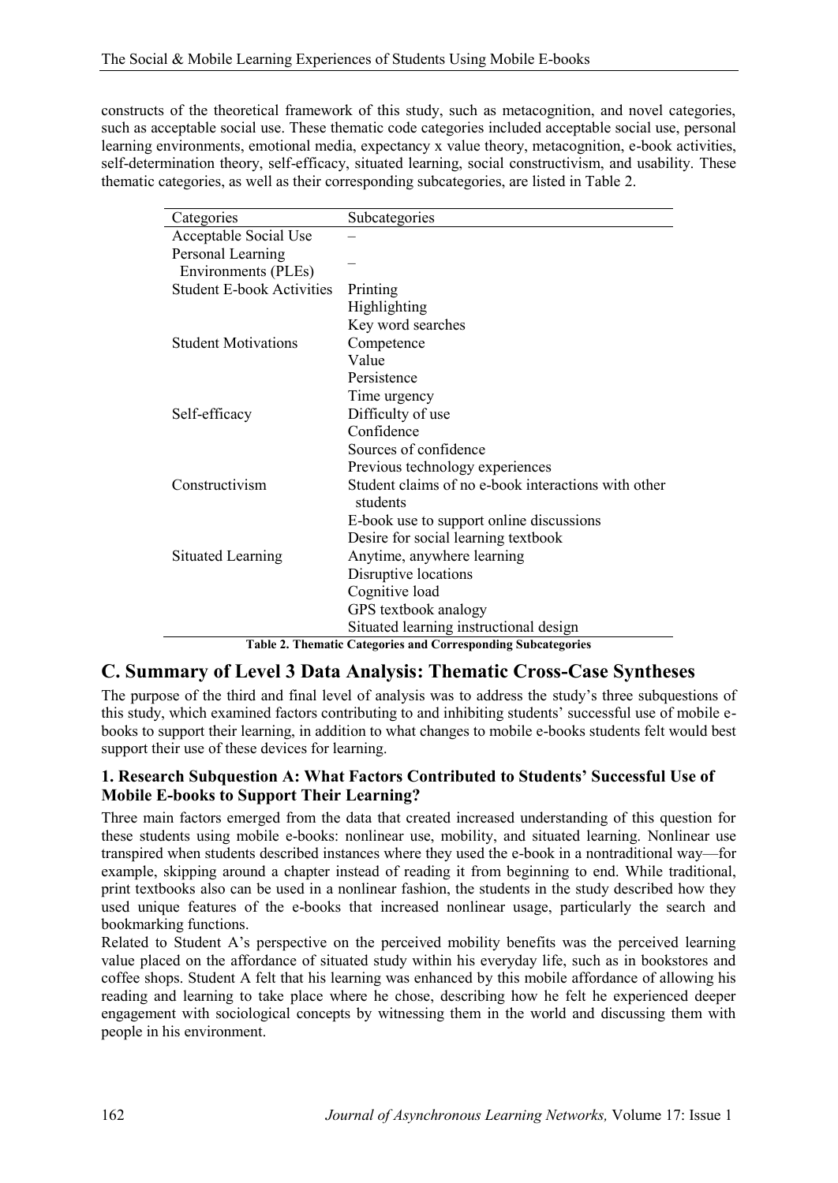constructs of the theoretical framework of this study, such as metacognition, and novel categories, such as acceptable social use. These thematic code categories included acceptable social use, personal learning environments, emotional media, expectancy x value theory, metacognition, e-book activities, self-determination theory, self-efficacy, situated learning, social constructivism, and usability. These thematic categories, as well as their corresponding subcategories, are listed in Table 2.

| Categories | Subcategories |
|---|---|
| Acceptable Social Use | – |
| Personal Learning Environments (PLEs) | – |
| Student E-book Activities | Printing |
| | Highlighting |
| | Key word searches |
| Student Motivations | Competence |
| | Value |
| | Persistence |
| | Time urgency |
| Self-efficacy | Difficulty of use |
| | Confidence |
| | Sources of confidence |
| | Previous technology experiences |
| Constructivism | Student claims of no e-book interactions with other students |
| | E-book use to support online discussions |
| | Desire for social learning textbook |
| Situated Learning | Anytime, anywhere learning |
| | Disruptive locations |
| | Cognitive load |
| | GPS textbook analogy |
| | Situated learning instructional design |

**Table 2. Thematic Categories and Corresponding Subcategories**

## C. Summary of Level 3 Data Analysis: Thematic Cross-Case Syntheses

The purpose of the third and final level of analysis was to address the study's three subquestions of this study, which examined factors contributing to and inhibiting students' successful use of mobile e-books to support their learning, in addition to what changes to mobile e-books students felt would best support their use of these devices for learning.

### 1. Research Subquestion A: What Factors Contributed to Students' Successful Use of Mobile E-books to Support Their Learning?

Three main factors emerged from the data that created increased understanding of this question for these students using mobile e-books: nonlinear use, mobility, and situated learning. Nonlinear use transpired when students described instances where they used the e-book in a nontraditional way—for example, skipping around a chapter instead of reading it from beginning to end. While traditional, print textbooks also can be used in a nonlinear fashion, the students in the study described how they used unique features of the e-books that increased nonlinear usage, particularly the search and bookmarking functions.

Related to Student A's perspective on the perceived mobility benefits was the perceived learning value placed on the affordance of situated study within his everyday life, such as in bookstores and coffee shops. Student A felt that his learning was enhanced by this mobile affordance of allowing his reading and learning to take place where he chose, describing how he felt he experienced deeper engagement with sociological concepts by witnessing them in the world and discussing them with people in his environment.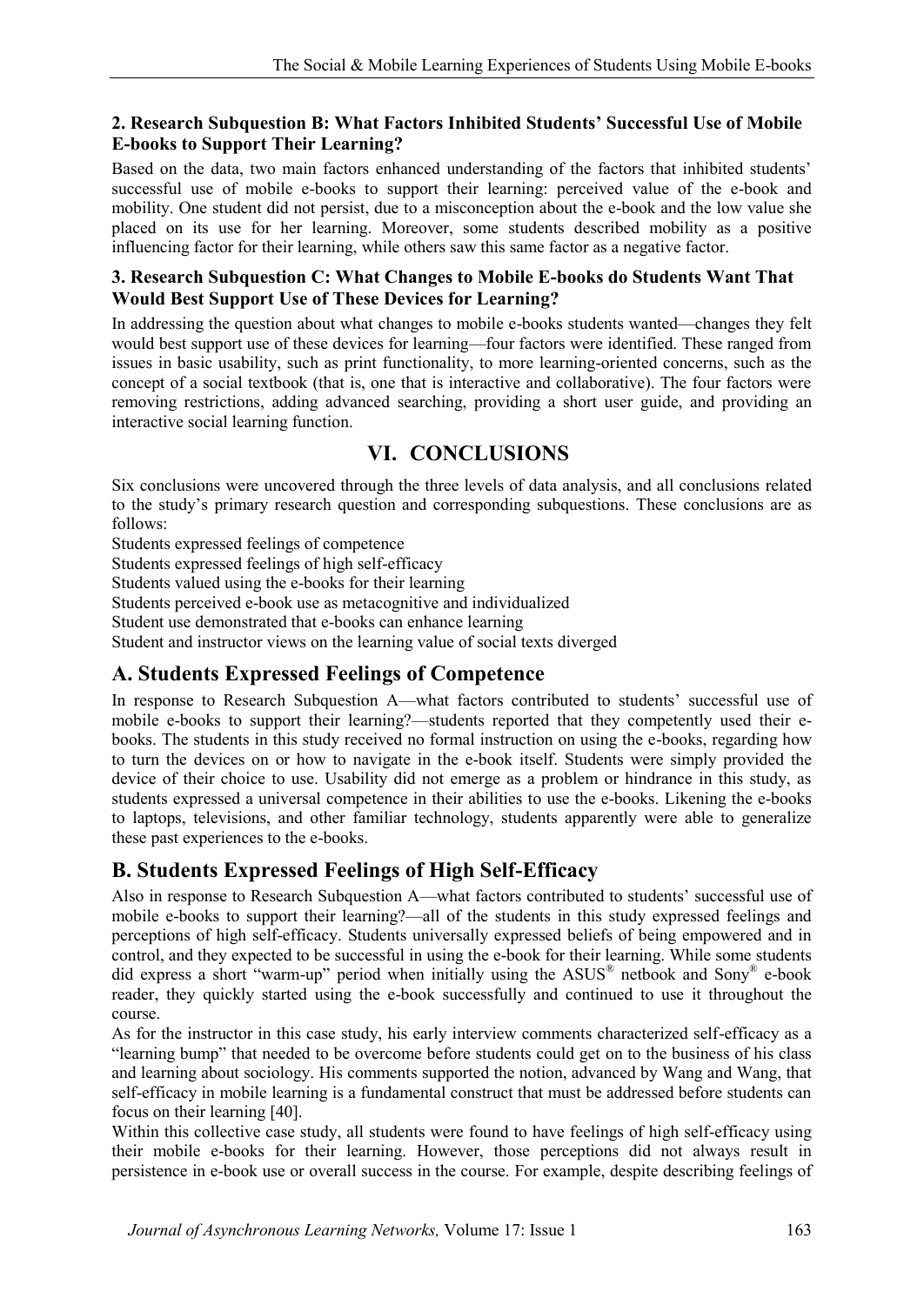### 2. Research Subquestion B: What Factors Inhibited Students' Successful Use of Mobile E-books to Support Their Learning?

Based on the data, two main factors enhanced understanding of the factors that inhibited students' successful use of mobile e-books to support their learning: perceived value of the e-book and mobility. One student did not persist, due to a misconception about the e-book and the low value she placed on its use for her learning. Moreover, some students described mobility as a positive influencing factor for their learning, while others saw this same factor as a negative factor.

### 3. Research Subquestion C: What Changes to Mobile E-books do Students Want That Would Best Support Use of These Devices for Learning?

In addressing the question about what changes to mobile e-books students wanted—changes they felt would best support use of these devices for learning—four factors were identified. These ranged from issues in basic usability, such as print functionality, to more learning-oriented concerns, such as the concept of a social textbook (that is, one that is interactive and collaborative). The four factors were removing restrictions, adding advanced searching, providing a short user guide, and providing an interactive social learning function.

# VI. CONCLUSIONS

Six conclusions were uncovered through the three levels of data analysis, and all conclusions related to the study's primary research question and corresponding subquestions. These conclusions are as follows:

Students expressed feelings of competence
Students expressed feelings of high self-efficacy
Students valued using the e-books for their learning
Students perceived e-book use as metacognitive and individualized
Student use demonstrated that e-books can enhance learning
Student and instructor views on the learning value of social texts diverged

## A. Students Expressed Feelings of Competence

In response to Research Subquestion A—what factors contributed to students' successful use of mobile e-books to support their learning?—students reported that they competently used their e-books. The students in this study received no formal instruction on using the e-books, regarding how to turn the devices on or how to navigate in the e-book itself. Students were simply provided the device of their choice to use. Usability did not emerge as a problem or hindrance in this study, as students expressed a universal competence in their abilities to use the e-books. Likening the e-books to laptops, televisions, and other familiar technology, students apparently were able to generalize these past experiences to the e-books.

## B. Students Expressed Feelings of High Self-Efficacy

Also in response to Research Subquestion A—what factors contributed to students' successful use of mobile e-books to support their learning?—all of the students in this study expressed feelings and perceptions of high self-efficacy. Students universally expressed beliefs of being empowered and in control, and they expected to be successful in using the e-book for their learning. While some students did express a short "warm-up" period when initially using the ASUS® netbook and Sony® e-book reader, they quickly started using the e-book successfully and continued to use it throughout the course.

As for the instructor in this case study, his early interview comments characterized self-efficacy as a "learning bump" that needed to be overcome before students could get on to the business of his class and learning about sociology. His comments supported the notion, advanced by Wang and Wang, that self-efficacy in mobile learning is a fundamental construct that must be addressed before students can focus on their learning [40].

Within this collective case study, all students were found to have feelings of high self-efficacy using their mobile e-books for their learning. However, those perceptions did not always result in persistence in e-book use or overall success in the course. For example, despite describing feelings of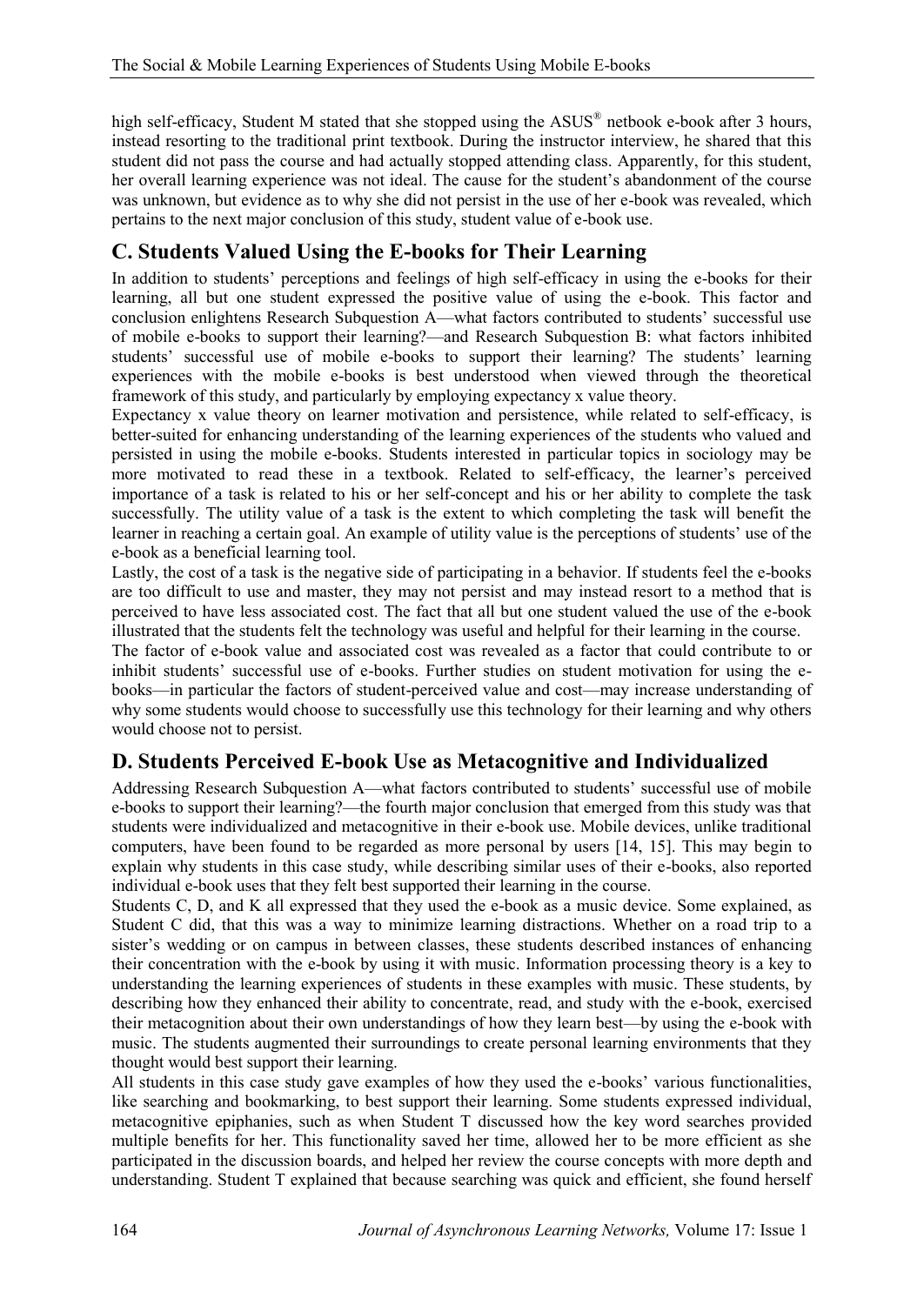high self-efficacy, Student M stated that she stopped using the ASUS® netbook e-book after 3 hours, instead resorting to the traditional print textbook. During the instructor interview, he shared that this student did not pass the course and had actually stopped attending class. Apparently, for this student, her overall learning experience was not ideal. The cause for the student's abandonment of the course was unknown, but evidence as to why she did not persist in the use of her e-book was revealed, which pertains to the next major conclusion of this study, student value of e-book use.

## C. Students Valued Using the E-books for Their Learning

In addition to students' perceptions and feelings of high self-efficacy in using the e-books for their learning, all but one student expressed the positive value of using the e-book. This factor and conclusion enlightens Research Subquestion A—what factors contributed to students' successful use of mobile e-books to support their learning?—and Research Subquestion B: what factors inhibited students' successful use of mobile e-books to support their learning? The students' learning experiences with the mobile e-books is best understood when viewed through the theoretical framework of this study, and particularly by employing expectancy x value theory.

Expectancy x value theory on learner motivation and persistence, while related to self-efficacy, is better-suited for enhancing understanding of the learning experiences of the students who valued and persisted in using the mobile e-books. Students interested in particular topics in sociology may be more motivated to read these in a textbook. Related to self-efficacy, the learner's perceived importance of a task is related to his or her self-concept and his or her ability to complete the task successfully. The utility value of a task is the extent to which completing the task will benefit the learner in reaching a certain goal. An example of utility value is the perceptions of students' use of the e-book as a beneficial learning tool.

Lastly, the cost of a task is the negative side of participating in a behavior. If students feel the e-books are too difficult to use and master, they may not persist and may instead resort to a method that is perceived to have less associated cost. The fact that all but one student valued the use of the e-book illustrated that the students felt the technology was useful and helpful for their learning in the course.

The factor of e-book value and associated cost was revealed as a factor that could contribute to or inhibit students' successful use of e-books. Further studies on student motivation for using the e-books—in particular the factors of student-perceived value and cost—may increase understanding of why some students would choose to successfully use this technology for their learning and why others would choose not to persist.

## D. Students Perceived E-book Use as Metacognitive and Individualized

Addressing Research Subquestion A—what factors contributed to students' successful use of mobile e-books to support their learning?—the fourth major conclusion that emerged from this study was that students were individualized and metacognitive in their e-book use. Mobile devices, unlike traditional computers, have been found to be regarded as more personal by users [14, 15]. This may begin to explain why students in this case study, while describing similar uses of their e-books, also reported individual e-book uses that they felt best supported their learning in the course.

Students C, D, and K all expressed that they used the e-book as a music device. Some explained, as Student C did, that this was a way to minimize learning distractions. Whether on a road trip to a sister's wedding or on campus in between classes, these students described instances of enhancing their concentration with the e-book by using it with music. Information processing theory is a key to understanding the learning experiences of students in these examples with music. These students, by describing how they enhanced their ability to concentrate, read, and study with the e-book, exercised their metacognition about their own understandings of how they learn best—by using the e-book with music. The students augmented their surroundings to create personal learning environments that they thought would best support their learning.

All students in this case study gave examples of how they used the e-books' various functionalities, like searching and bookmarking, to best support their learning. Some students expressed individual, metacognitive epiphanies, such as when Student T discussed how the key word searches provided multiple benefits for her. This functionality saved her time, allowed her to be more efficient as she participated in the discussion boards, and helped her review the course concepts with more depth and understanding. Student T explained that because searching was quick and efficient, she found herself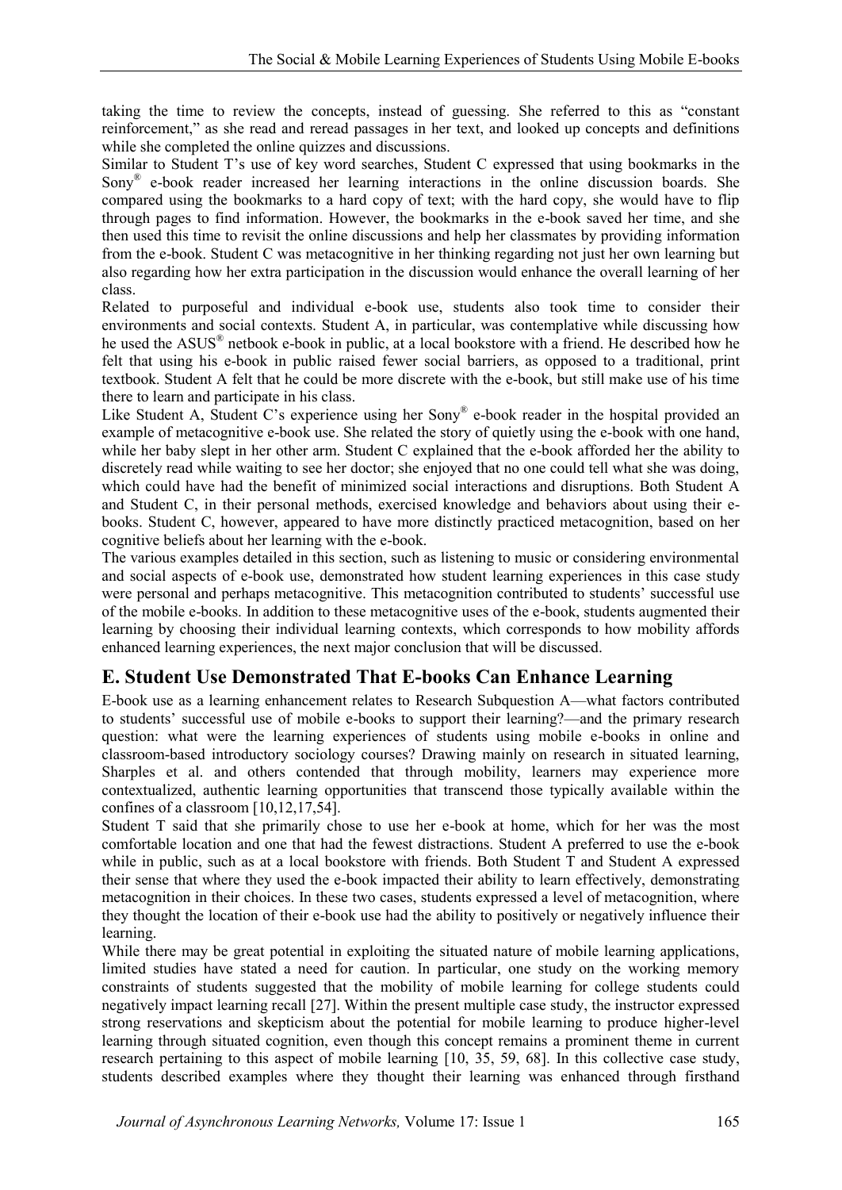taking the time to review the concepts, instead of guessing. She referred to this as "constant reinforcement," as she read and reread passages in her text, and looked up concepts and definitions while she completed the online quizzes and discussions.

Similar to Student T's use of key word searches, Student C expressed that using bookmarks in the Sony® e-book reader increased her learning interactions in the online discussion boards. She compared using the bookmarks to a hard copy of text; with the hard copy, she would have to flip through pages to find information. However, the bookmarks in the e-book saved her time, and she then used this time to revisit the online discussions and help her classmates by providing information from the e-book. Student C was metacognitive in her thinking regarding not just her own learning but also regarding how her extra participation in the discussion would enhance the overall learning of her class.

Related to purposeful and individual e-book use, students also took time to consider their environments and social contexts. Student A, in particular, was contemplative while discussing how he used the ASUS® netbook e-book in public, at a local bookstore with a friend. He described how he felt that using his e-book in public raised fewer social barriers, as opposed to a traditional, print textbook. Student A felt that he could be more discrete with the e-book, but still make use of his time there to learn and participate in his class.

Like Student A, Student C's experience using her Sony® e-book reader in the hospital provided an example of metacognitive e-book use. She related the story of quietly using the e-book with one hand, while her baby slept in her other arm. Student C explained that the e-book afforded her the ability to discretely read while waiting to see her doctor; she enjoyed that no one could tell what she was doing, which could have had the benefit of minimized social interactions and disruptions. Both Student A and Student C, in their personal methods, exercised knowledge and behaviors about using their e-books. Student C, however, appeared to have more distinctly practiced metacognition, based on her cognitive beliefs about her learning with the e-book.

The various examples detailed in this section, such as listening to music or considering environmental and social aspects of e-book use, demonstrated how student learning experiences in this case study were personal and perhaps metacognitive. This metacognition contributed to students' successful use of the mobile e-books. In addition to these metacognitive uses of the e-book, students augmented their learning by choosing their individual learning contexts, which corresponds to how mobility affords enhanced learning experiences, the next major conclusion that will be discussed.

## E. Student Use Demonstrated That E-books Can Enhance Learning

E-book use as a learning enhancement relates to Research Subquestion A—what factors contributed to students' successful use of mobile e-books to support their learning?—and the primary research question: what were the learning experiences of students using mobile e-books in online and classroom-based introductory sociology courses? Drawing mainly on research in situated learning, Sharples et al. and others contended that through mobility, learners may experience more contextualized, authentic learning opportunities that transcend those typically available within the confines of a classroom [10,12,17,54].

Student T said that she primarily chose to use her e-book at home, which for her was the most comfortable location and one that had the fewest distractions. Student A preferred to use the e-book while in public, such as at a local bookstore with friends. Both Student T and Student A expressed their sense that where they used the e-book impacted their ability to learn effectively, demonstrating metacognition in their choices. In these two cases, students expressed a level of metacognition, where they thought the location of their e-book use had the ability to positively or negatively influence their learning.

While there may be great potential in exploiting the situated nature of mobile learning applications, limited studies have stated a need for caution. In particular, one study on the working memory constraints of students suggested that the mobility of mobile learning for college students could negatively impact learning recall [27]. Within the present multiple case study, the instructor expressed strong reservations and skepticism about the potential for mobile learning to produce higher-level learning through situated cognition, even though this concept remains a prominent theme in current research pertaining to this aspect of mobile learning [10, 35, 59, 68]. In this collective case study, students described examples where they thought their learning was enhanced through firsthand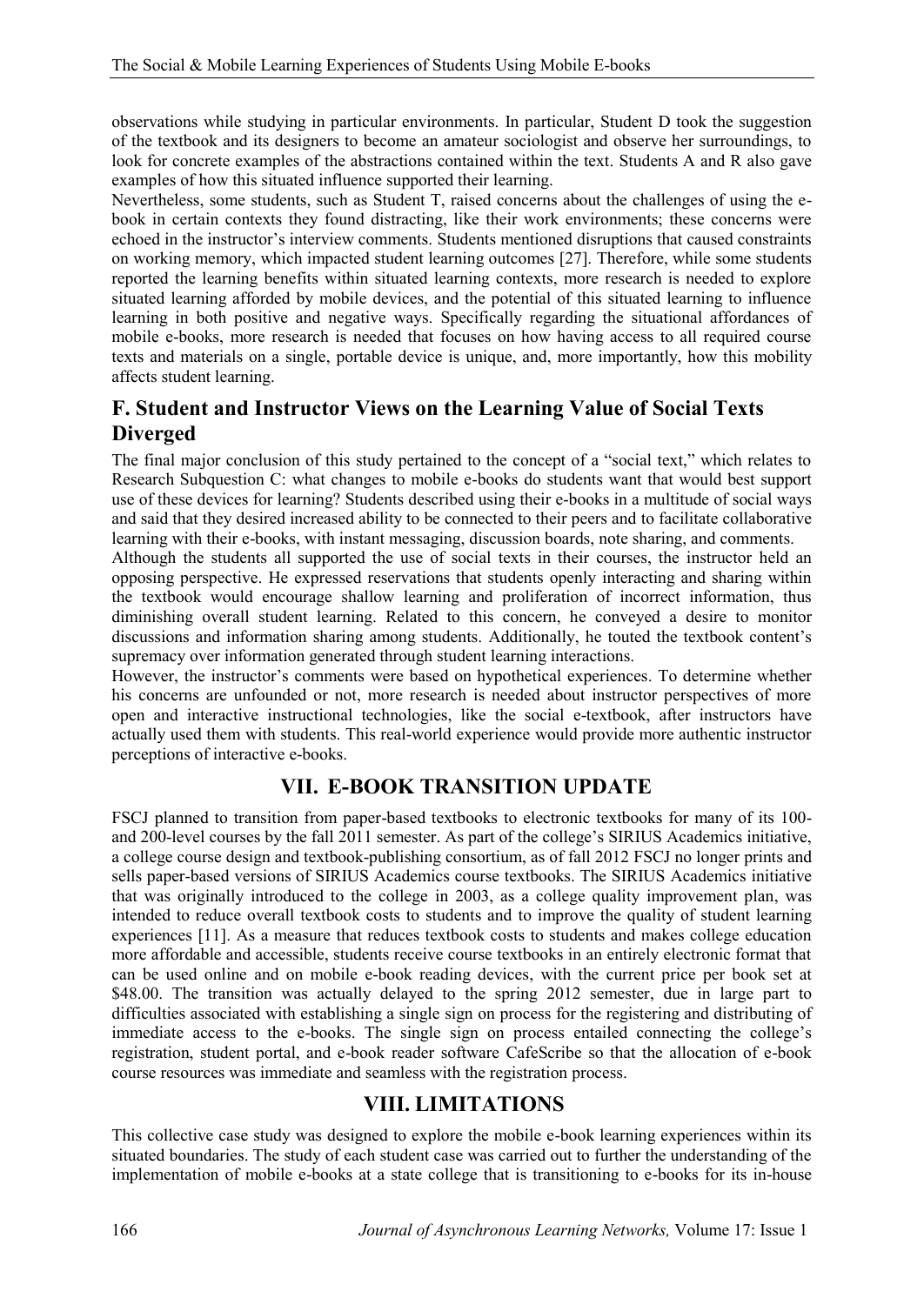observations while studying in particular environments. In particular, Student D took the suggestion of the textbook and its designers to become an amateur sociologist and observe her surroundings, to look for concrete examples of the abstractions contained within the text. Students A and R also gave examples of how this situated influence supported their learning.

Nevertheless, some students, such as Student T, raised concerns about the challenges of using the e-book in certain contexts they found distracting, like their work environments; these concerns were echoed in the instructor's interview comments. Students mentioned disruptions that caused constraints on working memory, which impacted student learning outcomes [27]. Therefore, while some students reported the learning benefits within situated learning contexts, more research is needed to explore situated learning afforded by mobile devices, and the potential of this situated learning to influence learning in both positive and negative ways. Specifically regarding the situational affordances of mobile e-books, more research is needed that focuses on how having access to all required course texts and materials on a single, portable device is unique, and, more importantly, how this mobility affects student learning.

## F. Student and Instructor Views on the Learning Value of Social Texts Diverged

The final major conclusion of this study pertained to the concept of a "social text," which relates to Research Subquestion C: what changes to mobile e-books do students want that would best support use of these devices for learning? Students described using their e-books in a multitude of social ways and said that they desired increased ability to be connected to their peers and to facilitate collaborative learning with their e-books, with instant messaging, discussion boards, note sharing, and comments.

Although the students all supported the use of social texts in their courses, the instructor held an opposing perspective. He expressed reservations that students openly interacting and sharing within the textbook would encourage shallow learning and proliferation of incorrect information, thus diminishing overall student learning. Related to this concern, he conveyed a desire to monitor discussions and information sharing among students. Additionally, he touted the textbook content's supremacy over information generated through student learning interactions.

However, the instructor's comments were based on hypothetical experiences. To determine whether his concerns are unfounded or not, more research is needed about instructor perspectives of more open and interactive instructional technologies, like the social e-textbook, after instructors have actually used them with students. This real-world experience would provide more authentic instructor perceptions of interactive e-books.

# VII. E-BOOK TRANSITION UPDATE

FSCJ planned to transition from paper-based textbooks to electronic textbooks for many of its 100- and 200-level courses by the fall 2011 semester. As part of the college's SIRIUS Academics initiative, a college course design and textbook-publishing consortium, as of fall 2012 FSCJ no longer prints and sells paper-based versions of SIRIUS Academics course textbooks. The SIRIUS Academics initiative that was originally introduced to the college in 2003, as a college quality improvement plan, was intended to reduce overall textbook costs to students and to improve the quality of student learning experiences [11]. As a measure that reduces textbook costs to students and makes college education more affordable and accessible, students receive course textbooks in an entirely electronic format that can be used online and on mobile e-book reading devices, with the current price per book set at \$48.00. The transition was actually delayed to the spring 2012 semester, due in large part to difficulties associated with establishing a single sign on process for the registering and distributing of immediate access to the e-books. The single sign on process entailed connecting the college's registration, student portal, and e-book reader software CafeScribe so that the allocation of e-book course resources was immediate and seamless with the registration process.

# VIII. LIMITATIONS

This collective case study was designed to explore the mobile e-book learning experiences within its situated boundaries. The study of each student case was carried out to further the understanding of the implementation of mobile e-books at a state college that is transitioning to e-books for its in-house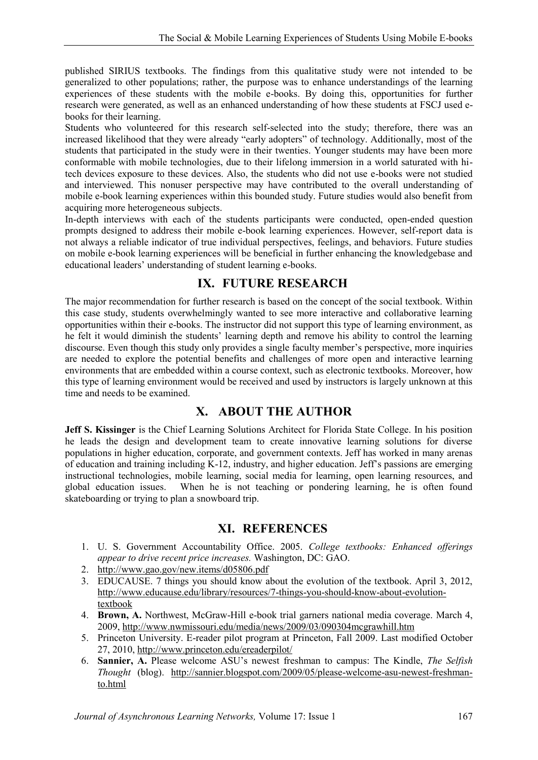published SIRIUS textbooks. The findings from this qualitative study were not intended to be generalized to other populations; rather, the purpose was to enhance understandings of the learning experiences of these students with the mobile e-books. By doing this, opportunities for further research were generated, as well as an enhanced understanding of how these students at FSCJ used e-books for their learning.

Students who volunteered for this research self-selected into the study; therefore, there was an increased likelihood that they were already "early adopters" of technology. Additionally, most of the students that participated in the study were in their twenties. Younger students may have been more conformable with mobile technologies, due to their lifelong immersion in a world saturated with hi-tech devices exposure to these devices. Also, the students who did not use e-books were not studied and interviewed. This nonuser perspective may have contributed to the overall understanding of mobile e-book learning experiences within this bounded study. Future studies would also benefit from acquiring more heterogeneous subjects.

In-depth interviews with each of the students participants were conducted, open-ended question prompts designed to address their mobile e-book learning experiences. However, self-report data is not always a reliable indicator of true individual perspectives, feelings, and behaviors. Future studies on mobile e-book learning experiences will be beneficial in further enhancing the knowledgebase and educational leaders' understanding of student learning e-books.

## IX. FUTURE RESEARCH

The major recommendation for further research is based on the concept of the social textbook. Within this case study, students overwhelmingly wanted to see more interactive and collaborative learning opportunities within their e-books. The instructor did not support this type of learning environment, as he felt it would diminish the students' learning depth and remove his ability to control the learning discourse. Even though this study only provides a single faculty member's perspective, more inquiries are needed to explore the potential benefits and challenges of more open and interactive learning environments that are embedded within a course context, such as electronic textbooks. Moreover, how this type of learning environment would be received and used by instructors is largely unknown at this time and needs to be examined.

## X. ABOUT THE AUTHOR

**Jeff S. Kissinger** is the Chief Learning Solutions Architect for Florida State College. In his position he leads the design and development team to create innovative learning solutions for diverse populations in higher education, corporate, and government contexts. Jeff has worked in many arenas of education and training including K-12, industry, and higher education. Jeff's passions are emerging instructional technologies, mobile learning, social media for learning, open learning resources, and global education issues. When he is not teaching or pondering learning, he is often found skateboarding or trying to plan a snowboard trip.

## XI. REFERENCES

1. U. S. Government Accountability Office. 2005. *College textbooks: Enhanced offerings appear to drive recent price increases.* Washington, DC: GAO.
2. http://www.gao.gov/new.items/d05806.pdf
3. EDUCAUSE. 7 things you should know about the evolution of the textbook. April 3, 2012, http://www.educause.edu/library/resources/7-things-you-should-know-about-evolution-textbook
4. **Brown, A.** Northwest, McGraw-Hill e-book trial garners national media coverage. March 4, 2009, http://www.nwmissouri.edu/media/news/2009/03/090304mcgrawhill.htm
5. Princeton University. E-reader pilot program at Princeton, Fall 2009. Last modified October 27, 2010, http://www.princeton.edu/ereaderpilot/
6. **Sannier, A.** Please welcome ASU's newest freshman to campus: The Kindle, *The Selfish Thought* (blog). http://sannier.blogspot.com/2009/05/please-welcome-asu-newest-freshman-to.html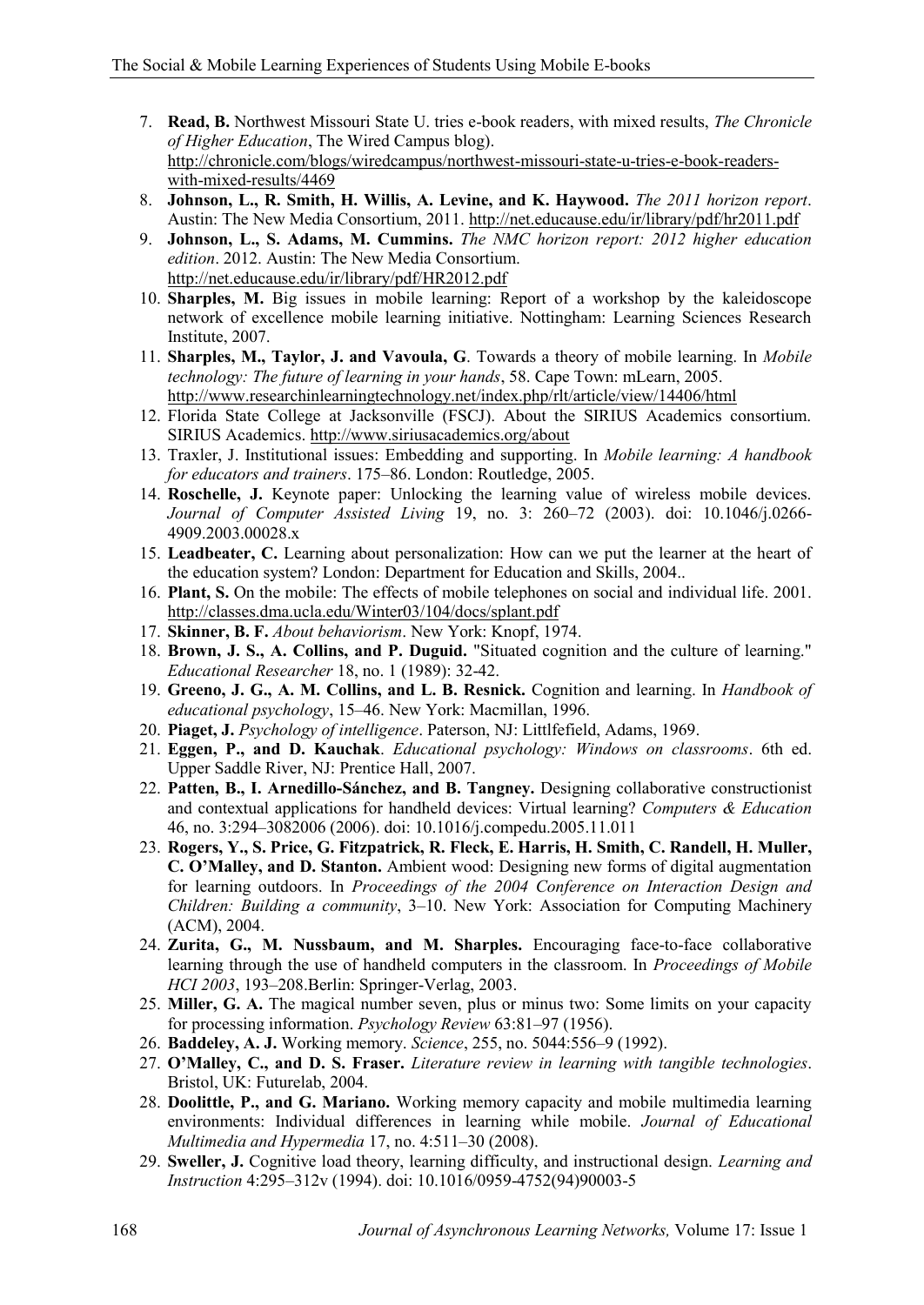7. **Read, B.** Northwest Missouri State U. tries e-book readers, with mixed results, *The Chronicle of Higher Education*, The Wired Campus blog). http://chronicle.com/blogs/wiredcampus/northwest-missouri-state-u-tries-e-book-readers-with-mixed-results/4469
8. **Johnson, L., R. Smith, H. Willis, A. Levine, and K. Haywood.** *The 2011 horizon report*. Austin: The New Media Consortium, 2011. http://net.educause.edu/ir/library/pdf/hr2011.pdf
9. **Johnson, L., S. Adams, M. Cummins.** *The NMC horizon report: 2012 higher education edition*. 2012. Austin: The New Media Consortium. http://net.educause.edu/ir/library/pdf/HR2012.pdf
10. **Sharples, M.** Big issues in mobile learning: Report of a workshop by the kaleidoscope network of excellence mobile learning initiative. Nottingham: Learning Sciences Research Institute, 2007.
11. **Sharples, M., Taylor, J. and Vavoula, G**. Towards a theory of mobile learning. In *Mobile technology: The future of learning in your hands*, 58. Cape Town: mLearn, 2005. http://www.researchinlearningtechnology.net/index.php/rlt/article/view/14406/html
12. Florida State College at Jacksonville (FSCJ). About the SIRIUS Academics consortium. SIRIUS Academics. http://www.siriusacademics.org/about
13. Traxler, J. Institutional issues: Embedding and supporting. In *Mobile learning: A handbook for educators and trainers*. 175–86. London: Routledge, 2005.
14. **Roschelle, J.** Keynote paper: Unlocking the learning value of wireless mobile devices. *Journal of Computer Assisted Living* 19, no. 3: 260–72 (2003). doi: 10.1046/j.0266-4909.2003.00028.x
15. **Leadbeater, C.** Learning about personalization: How can we put the learner at the heart of the education system? London: Department for Education and Skills, 2004..
16. **Plant, S.** On the mobile: The effects of mobile telephones on social and individual life. 2001. http://classes.dma.ucla.edu/Winter03/104/docs/splant.pdf
17. **Skinner, B. F.** *About behaviorism*. New York: Knopf, 1974.
18. **Brown, J. S., A. Collins, and P. Duguid.** "Situated cognition and the culture of learning." *Educational Researcher* 18, no. 1 (1989): 32-42.
19. **Greeno, J. G., A. M. Collins, and L. B. Resnick.** Cognition and learning. In *Handbook of educational psychology*, 15–46. New York: Macmillan, 1996.
20. **Piaget, J.** *Psychology of intelligence*. Paterson, NJ: Littlfefield, Adams, 1969.
21. **Eggen, P., and D. Kauchak**. *Educational psychology: Windows on classrooms*. 6th ed. Upper Saddle River, NJ: Prentice Hall, 2007.
22. **Patten, B., I. Arnedillo-Sánchez, and B. Tangney.** Designing collaborative constructionist and contextual applications for handheld devices: Virtual learning? *Computers & Education* 46, no. 3:294–3082006 (2006). doi: 10.1016/j.compedu.2005.11.011
23. **Rogers, Y., S. Price, G. Fitzpatrick, R. Fleck, E. Harris, H. Smith, C. Randell, H. Muller, C. O'Malley, and D. Stanton.** Ambient wood: Designing new forms of digital augmentation for learning outdoors. In *Proceedings of the 2004 Conference on Interaction Design and Children: Building a community*, 3–10. New York: Association for Computing Machinery (ACM), 2004.
24. **Zurita, G., M. Nussbaum, and M. Sharples.** Encouraging face-to-face collaborative learning through the use of handheld computers in the classroom. In *Proceedings of Mobile HCI 2003*, 193–208.Berlin: Springer-Verlag, 2003.
25. **Miller, G. A.** The magical number seven, plus or minus two: Some limits on your capacity for processing information. *Psychology Review* 63:81–97 (1956).
26. **Baddeley, A. J.** Working memory. *Science*, 255, no. 5044:556–9 (1992).
27. **O'Malley, C., and D. S. Fraser.** *Literature review in learning with tangible technologies*. Bristol, UK: Futurelab, 2004.
28. **Doolittle, P., and G. Mariano.** Working memory capacity and mobile multimedia learning environments: Individual differences in learning while mobile. *Journal of Educational Multimedia and Hypermedia* 17, no. 4:511–30 (2008).
29. **Sweller, J.** Cognitive load theory, learning difficulty, and instructional design. *Learning and Instruction* 4:295–312v (1994). doi: 10.1016/0959-4752(94)90003-5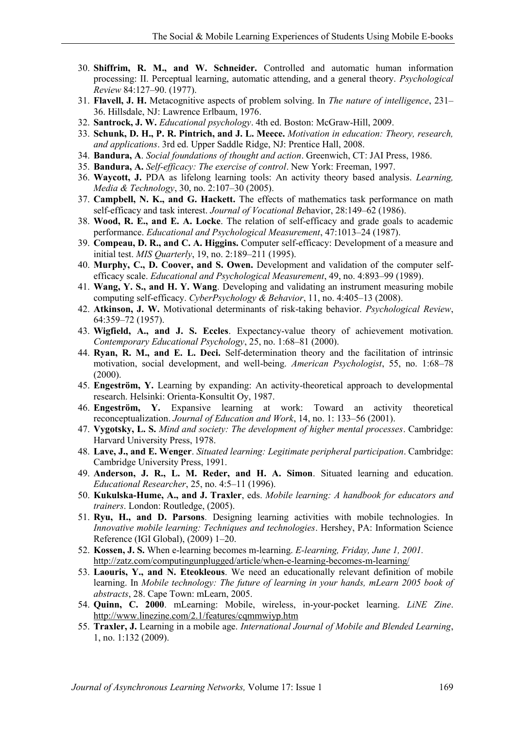30. **Shiffrim, R. M., and W. Schneider.** Controlled and automatic human information processing: II. Perceptual learning, automatic attending, and a general theory. *Psychological Review* 84:127–90. (1977).
31. **Flavell, J. H.** Metacognitive aspects of problem solving. In *The nature of intelligence*, 231–36. Hillsdale, NJ: Lawrence Erlbaum, 1976.
32. **Santrock, J. W.** *Educational psychology*. 4th ed. Boston: McGraw-Hill, 2009.
33. **Schunk, D. H., P. R. Pintrich, and J. L. Meece.** *Motivation in education: Theory, research, and applications*. 3rd ed. Upper Saddle Ridge, NJ: Prentice Hall, 2008.
34. **Bandura, A**. *Social foundations of thought and action*. Greenwich, CT: JAI Press, 1986.
35. **Bandura, A.** *Self-efficacy: The exercise of control*. New York: Freeman, 1997.
36. **Waycott, J.** PDA as lifelong learning tools: An activity theory based analysis. *Learning, Media & Technology*, 30, no. 2:107–30 (2005).
37. **Campbell, N. K., and G. Hackett.** The effects of mathematics task performance on math self-efficacy and task interest. *Journal of Vocational Be*havior, 28:149–62 (1986).
38. **Wood, R. E., and E. A. Locke**. The relation of self-efficacy and grade goals to academic performance. *Educational and Psychological Measurement*, 47:1013–24 (1987).
39. **Compeau, D. R., and C. A. Higgins.** Computer self-efficacy: Development of a measure and initial test. *MIS Quarterly*, 19, no. 2:189–211 (1995).
40. **Murphy, C., D. Coover, and S. Owen.** Development and validation of the computer self-efficacy scale. *Educational and Psychological Measurement*, 49, no. 4:893–99 (1989).
41. **Wang, Y. S., and H. Y. Wang**. Developing and validating an instrument measuring mobile computing self-efficacy. *CyberPsychology & Behavior*, 11, no. 4:405–13 (2008).
42. **Atkinson, J. W.** Motivational determinants of risk-taking behavior. *Psychological Review*, 64:359–72 (1957).
43. **Wigfield, A., and J. S. Eccles**. Expectancy-value theory of achievement motivation. *Contemporary Educational Psychology*, 25, no. 1:68–81 (2000).
44. **Ryan, R. M., and E. L. Deci.** Self-determination theory and the facilitation of intrinsic motivation, social development, and well-being. *American Psychologist*, 55, no. 1:68–78 (2000).
45. **Engeström, Y.** Learning by expanding: An activity-theoretical approach to developmental research. Helsinki: Orienta-Konsultit Oy, 1987.
46. **Engeström, Y.** Expansive learning at work: Toward an activity theoretical reconceptualization. *Journal of Education and Work*, 14, no. 1: 133–56 (2001).
47. **Vygotsky, L. S.** *Mind and society: The development of higher mental processes*. Cambridge: Harvard University Press, 1978.
48. **Lave, J., and E. Wenger**. *Situated learning: Legitimate peripheral participation*. Cambridge: Cambridge University Press, 1991.
49. **Anderson, J. R., L. M. Reder, and H. A. Simon**. Situated learning and education. *Educational Researcher*, 25, no. 4:5–11 (1996).
50. **Kukulska-Hume, A., and J. Traxler**, eds. *Mobile learning: A handbook for educators and trainers*. London: Routledge, (2005).
51. **Ryu, H., and D. Parsons**. Designing learning activities with mobile technologies. In *Innovative mobile learning: Techniques and technologies*. Hershey, PA: Information Science Reference (IGI Global), (2009) 1–20.
52. **Kossen, J. S.** When e-learning becomes m-learning. *E-learning, Friday, June 1, 2001.* http://zatz.com/computingunplugged/article/when-e-learning-becomes-m-learning/
53. **Laouris, Y., and N. Eteokleous**. We need an educationally relevant definition of mobile learning. In *Mobile technology: The future of learning in your hands, mLearn 2005 book of abstracts*, 28. Cape Town: mLearn, 2005.
54. **Quinn, C. 2000**. mLearning: Mobile, wireless, in-your-pocket learning. *LiNE Zine*. http://www.linezine.com/2.1/features/cqmmwiyp.htm
55. **Traxler, J.** Learning in a mobile age. *International Journal of Mobile and Blended Learning*, 1, no. 1:132 (2009).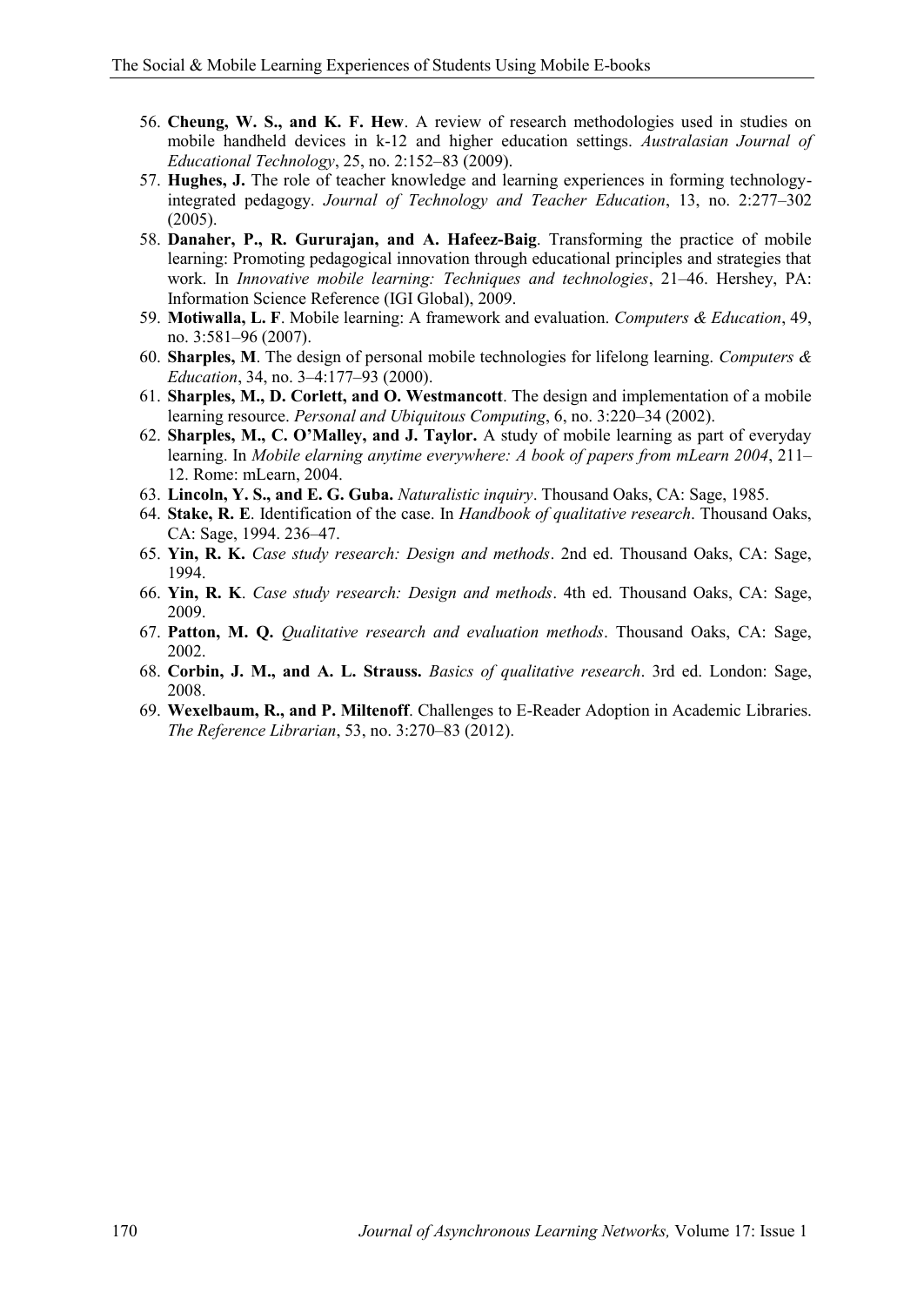56. **Cheung, W. S., and K. F. Hew**. A review of research methodologies used in studies on mobile handheld devices in k-12 and higher education settings. *Australasian Journal of Educational Technology*, 25, no. 2:152–83 (2009).
57. **Hughes, J.** The role of teacher knowledge and learning experiences in forming technology-integrated pedagogy. *Journal of Technology and Teacher Education*, 13, no. 2:277–302 (2005).
58. **Danaher, P., R. Gururajan, and A. Hafeez-Baig**. Transforming the practice of mobile learning: Promoting pedagogical innovation through educational principles and strategies that work. In *Innovative mobile learning: Techniques and technologies*, 21–46. Hershey, PA: Information Science Reference (IGI Global), 2009.
59. **Motiwalla, L. F**. Mobile learning: A framework and evaluation. *Computers & Education*, 49, no. 3:581–96 (2007).
60. **Sharples, M**. The design of personal mobile technologies for lifelong learning. *Computers & Education*, 34, no. 3–4:177–93 (2000).
61. **Sharples, M., D. Corlett, and O. Westmancott**. The design and implementation of a mobile learning resource. *Personal and Ubiquitous Computing*, 6, no. 3:220–34 (2002).
62. **Sharples, M., C. O'Malley, and J. Taylor.** A study of mobile learning as part of everyday learning. In *Mobile elarning anytime everywhere: A book of papers from mLearn 2004*, 211–12. Rome: mLearn, 2004.
63. **Lincoln, Y. S., and E. G. Guba.** *Naturalistic inquiry*. Thousand Oaks, CA: Sage, 1985.
64. **Stake, R. E**. Identification of the case. In *Handbook of qualitative research*. Thousand Oaks, CA: Sage, 1994. 236–47.
65. **Yin, R. K.** *Case study research: Design and methods*. 2nd ed. Thousand Oaks, CA: Sage, 1994.
66. **Yin, R. K**. *Case study research: Design and methods*. 4th ed. Thousand Oaks, CA: Sage, 2009.
67. **Patton, M. Q.** *Qualitative research and evaluation methods*. Thousand Oaks, CA: Sage, 2002.
68. **Corbin, J. M., and A. L. Strauss.** *Basics of qualitative research*. 3rd ed. London: Sage, 2008.
69. **Wexelbaum, R., and P. Miltenoff**. Challenges to E-Reader Adoption in Academic Libraries. *The Reference Librarian*, 53, no. 3:270–83 (2012).